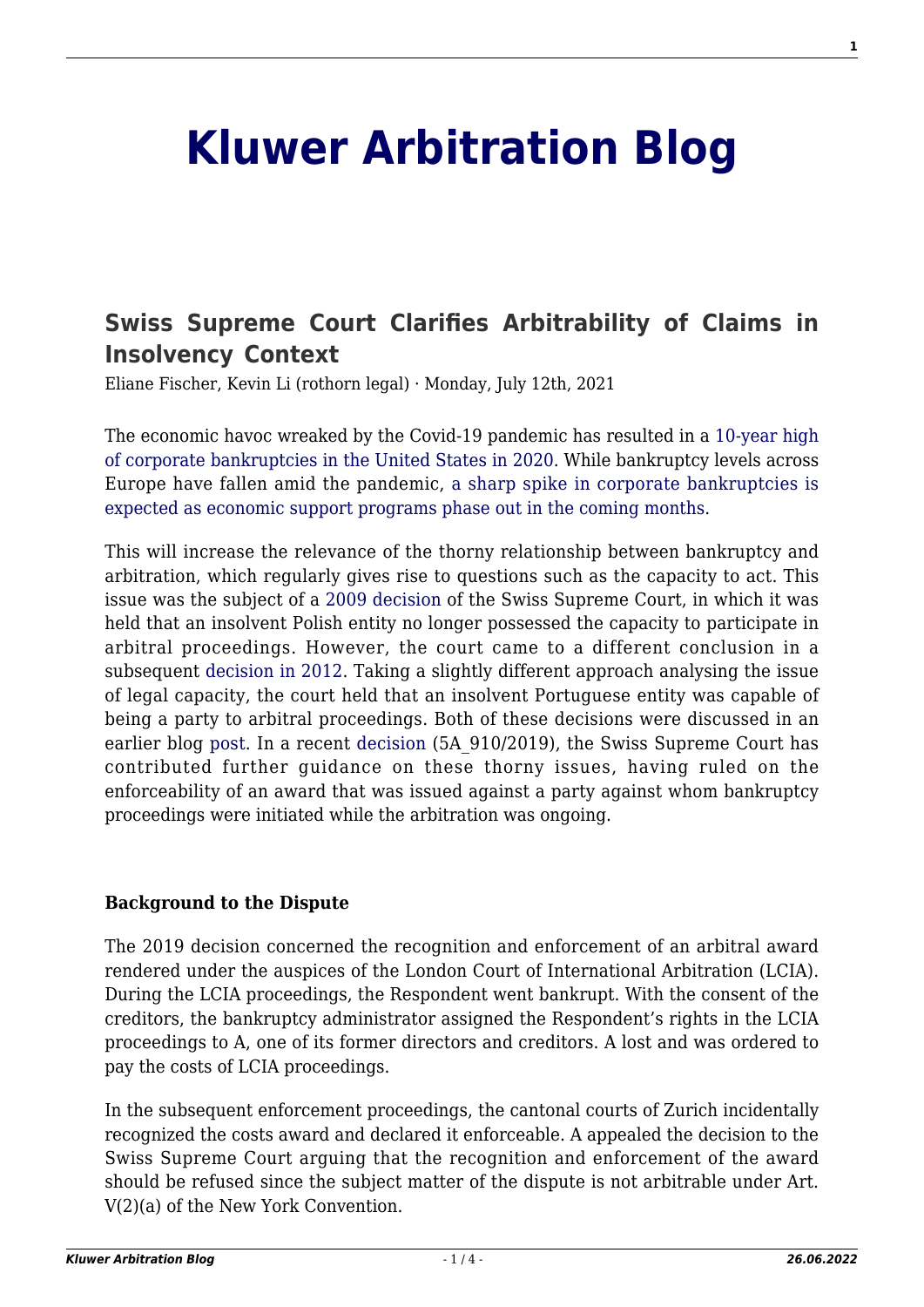# Kluwer Arbitration Blog

## Swiss Supreme Court Clarifies Arbitrability of Claims in Insolvency Context

Eliane Fischer, Kevin Li (rothorn legal) · Monday, July 12th, 2021

The economic havoc wreaked by the Covid-19 pandemic has resulted in a 10-year high of corporate bankruptcies in the United States in 2020. While bankruptcy levels across Europe have fallen amid the pandemic, a sharp spike in corporate bankruptcies is expected as economic support programs phase out in the coming months.

This will increase the relevance of the thorny relationship between bankruptcy and arbitration, which regularly gives rise to questions such as the capacity to act. This issue was the subject of a 2009 decision of the Swiss Supreme Court, in which it was held that an insolvent Polish entity no longer possessed the capacity to participate in arbitral proceedings. However, the court came to a different conclusion in a subsequent decision in 2012. Taking a slightly different approach analysing the issue of legal capacity, the court held that an insolvent Portuguese entity was capable of being a party to arbitral proceedings. Both of these decisions were discussed in an earlier blog post. In a recent decision (5A_910/2019), the Swiss Supreme Court has contributed further guidance on these thorny issues, having ruled on the enforceability of an award that was issued against a party against whom bankruptcy proceedings were initiated while the arbitration was ongoing.

**Background to the Dispute**

The 2019 decision concerned the recognition and enforcement of an arbitral award rendered under the auspices of the London Court of International Arbitration (LCIA). During the LCIA proceedings, the Respondent went bankrupt. With the consent of the creditors, the bankruptcy administrator assigned the Respondent's rights in the LCIA proceedings to A, one of its former directors and creditors. A lost and was ordered to pay the costs of LCIA proceedings.

In the subsequent enforcement proceedings, the cantonal courts of Zurich incidentally recognized the costs award and declared it enforceable. A appealed the decision to the Swiss Supreme Court arguing that the recognition and enforcement of the award should be refused since the subject matter of the dispute is not arbitrable under Art. V(2)(a) of the New York Convention.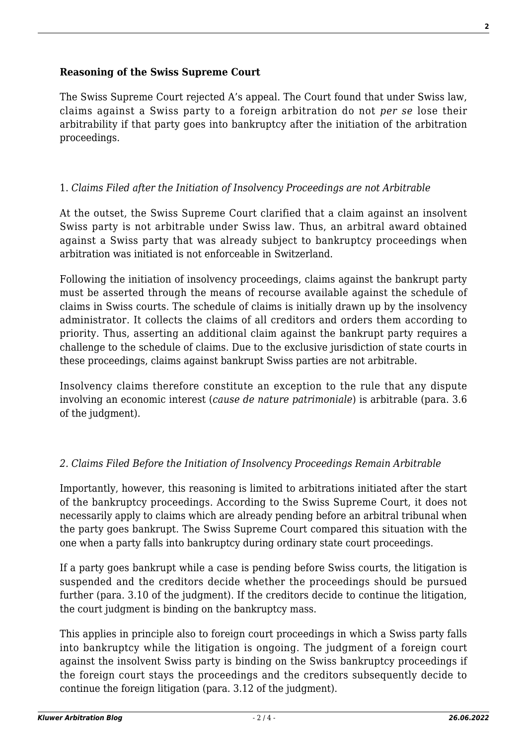**Reasoning of the Swiss Supreme Court**

The Swiss Supreme Court rejected A's appeal. The Court found that under Swiss law, claims against a Swiss party to a foreign arbitration do not *per se* lose their arbitrability if that party goes into bankruptcy after the initiation of the arbitration proceedings.

1. *Claims Filed after the Initiation of Insolvency Proceedings are not Arbitrable*

At the outset, the Swiss Supreme Court clarified that a claim against an insolvent Swiss party is not arbitrable under Swiss law. Thus, an arbitral award obtained against a Swiss party that was already subject to bankruptcy proceedings when arbitration was initiated is not enforceable in Switzerland.

Following the initiation of insolvency proceedings, claims against the bankrupt party must be asserted through the means of recourse available against the schedule of claims in Swiss courts. The schedule of claims is initially drawn up by the insolvency administrator. It collects the claims of all creditors and orders them according to priority. Thus, asserting an additional claim against the bankrupt party requires a challenge to the schedule of claims. Due to the exclusive jurisdiction of state courts in these proceedings, claims against bankrupt Swiss parties are not arbitrable.

Insolvency claims therefore constitute an exception to the rule that any dispute involving an economic interest (*cause de nature patrimoniale*) is arbitrable (para. 3.6 of the judgment).

*2. Claims Filed Before the Initiation of Insolvency Proceedings Remain Arbitrable*

Importantly, however, this reasoning is limited to arbitrations initiated after the start of the bankruptcy proceedings. According to the Swiss Supreme Court, it does not necessarily apply to claims which are already pending before an arbitral tribunal when the party goes bankrupt. The Swiss Supreme Court compared this situation with the one when a party falls into bankruptcy during ordinary state court proceedings.

If a party goes bankrupt while a case is pending before Swiss courts, the litigation is suspended and the creditors decide whether the proceedings should be pursued further (para. 3.10 of the judgment). If the creditors decide to continue the litigation, the court judgment is binding on the bankruptcy mass.

This applies in principle also to foreign court proceedings in which a Swiss party falls into bankruptcy while the litigation is ongoing. The judgment of a foreign court against the insolvent Swiss party is binding on the Swiss bankruptcy proceedings if the foreign court stays the proceedings and the creditors subsequently decide to continue the foreign litigation (para. 3.12 of the judgment).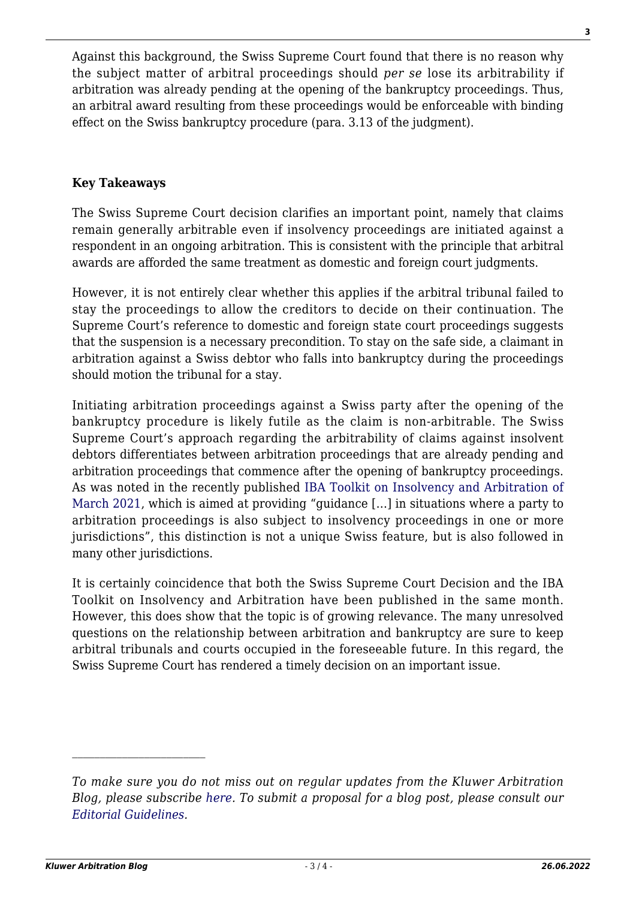Against this background, the Swiss Supreme Court found that there is no reason why the subject matter of arbitral proceedings should *per se* lose its arbitrability if arbitration was already pending at the opening of the bankruptcy proceedings. Thus, an arbitral award resulting from these proceedings would be enforceable with binding effect on the Swiss bankruptcy procedure (para. 3.13 of the judgment).

**Key Takeaways**

The Swiss Supreme Court decision clarifies an important point, namely that claims remain generally arbitrable even if insolvency proceedings are initiated against a respondent in an ongoing arbitration. This is consistent with the principle that arbitral awards are afforded the same treatment as domestic and foreign court judgments.

However, it is not entirely clear whether this applies if the arbitral tribunal failed to stay the proceedings to allow the creditors to decide on their continuation. The Supreme Court's reference to domestic and foreign state court proceedings suggests that the suspension is a necessary precondition. To stay on the safe side, a claimant in arbitration against a Swiss debtor who falls into bankruptcy during the proceedings should motion the tribunal for a stay.

Initiating arbitration proceedings against a Swiss party after the opening of the bankruptcy procedure is likely futile as the claim is non-arbitrable. The Swiss Supreme Court's approach regarding the arbitrability of claims against insolvent debtors differentiates between arbitration proceedings that are already pending and arbitration proceedings that commence after the opening of bankruptcy proceedings. As was noted in the recently published IBA Toolkit on Insolvency and Arbitration of March 2021, which is aimed at providing "guidance […] in situations where a party to arbitration proceedings is also subject to insolvency proceedings in one or more jurisdictions", this distinction is not a unique Swiss feature, but is also followed in many other jurisdictions.

It is certainly coincidence that both the Swiss Supreme Court Decision and the IBA Toolkit on Insolvency and Arbitration have been published in the same month. However, this does show that the topic is of growing relevance. The many unresolved questions on the relationship between arbitration and bankruptcy are sure to keep arbitral tribunals and courts occupied in the foreseeable future. In this regard, the Swiss Supreme Court has rendered a timely decision on an important issue.

---

*To make sure you do not miss out on regular updates from the Kluwer Arbitration Blog, please subscribe here. To submit a proposal for a blog post, please consult our Editorial Guidelines.*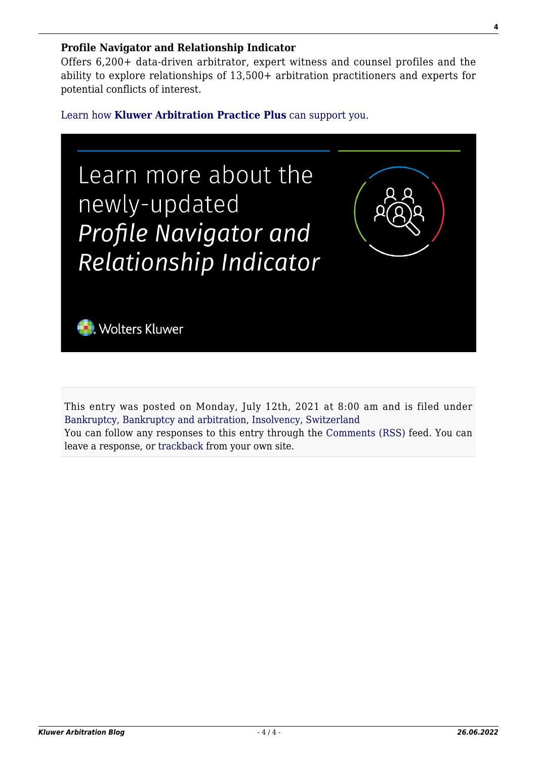**Profile Navigator and Relationship Indicator**

Offers 6,200+ data-driven arbitrator, expert witness and counsel profiles and the ability to explore relationships of 13,500+ arbitration practitioners and experts for potential conflicts of interest.

Learn how **Kluwer Arbitration Practice Plus** can support you.

Learn more about the newly-updated *Profile Navigator and Relationship Indicator*

Wolters Kluwer

This entry was posted on Monday, July 12th, 2021 at 8:00 am and is filed under Bankruptcy, Bankruptcy and arbitration, Insolvency, Switzerland

You can follow any responses to this entry through the Comments (RSS) feed. You can leave a response, or trackback from your own site.